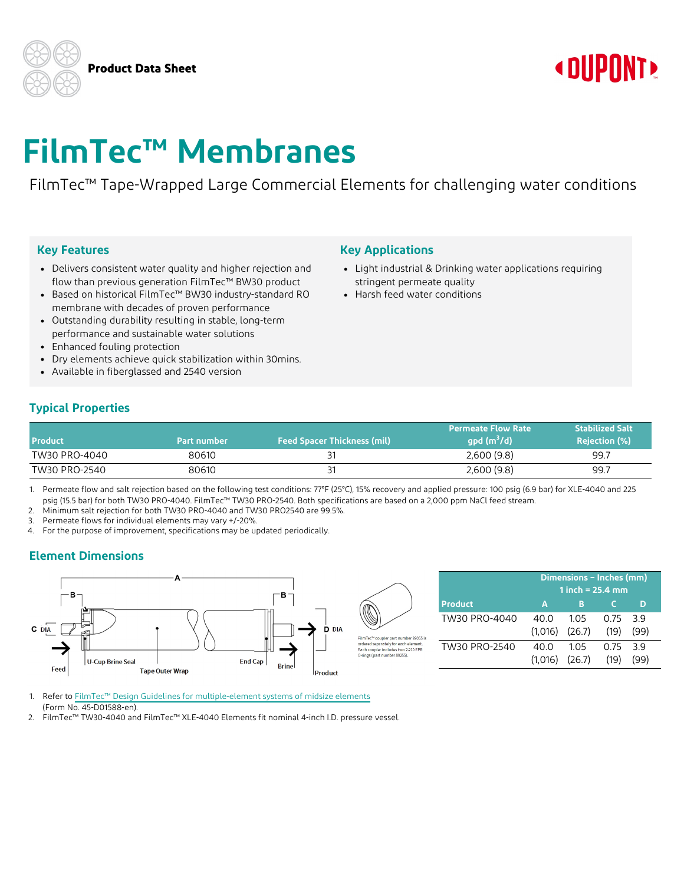**Product Data Sheet**

# FilmTec™ Membranes

FilmTec™ Tape-Wrapped Large Commercial Elements for challenging water conditions

## Key Features

- Delivers consistent water quality and higher rejection and flow than previous generation FilmTec™ BW30 product
- Based on historical FilmTec™ BW30 industry-standard RO membrane with decades of proven performance
- Outstanding durability resulting in stable, long-term performance and sustainable water solutions
- Enhanced fouling protection
- Dry elements achieve quick stabilization within 30mins.
- Available in fiberglassed and 2540 version

## Key Applications

- Light industrial & Drinking water applications requiring stringent permeate quality
- Harsh feed water conditions

## Typical Properties

| Product | Part number | Feed Spacer Thickness (mil) | Permeate Flow Rate gpd ($m^3$/d) | Stabilized Salt Rejection (%) |
|---|---|---|---|---|
| TW30 PRO-4040 | 80610 | 31 | 2,600 (9.8) | 99.7 |
| TW30 PRO-2540 | 80610 | 31 | 2,600 (9.8) | 99.7 |

1. Permeate flow and salt rejection based on the following test conditions: 77°F (25°C), 15% recovery and applied pressure: 100 psig (6.9 bar) for XLE-4040 and 225 psig (15.5 bar) for both TW30 PRO-4040. FilmTec™ TW30 PRO-2540. Both specifications are based on a 2,000 ppm NaCl feed stream.
2. Minimum salt rejection for both TW30 PRO-4040 and TW30 PRO2540 are 99.5%.
3. Permeate flows for individual elements may vary +/-20%.
4. For the purpose of improvement, specifications may be updated periodically.

## Element Dimensions

A, B, B, C DIA, D DIA, Feed, U-Cup Brine Seal, Tape Outer Wrap, End Cap, Brine, Product

FilmTec™ coupler part number 89055 is ordered separately for each element. Each coupler includes two 2-210 EPR O-rings (part number 89255).

| Product | Dimensions – Inches (mm) 1 inch = 25.4 mm A | B | C | D |
|---|---|---|---|---|
| TW30 PRO-4040 | 40.0 (1,016) | 1.05 (26.7) | 0.75 (19) | 3.9 (99) |
| TW30 PRO-2540 | 40.0 (1,016) | 1.05 (26.7) | 0.75 (19) | 3.9 (99) |

1. Refer to FilmTec™ Design Guidelines for multiple-element systems of midsize elements (Form No. 45-D01588-en).
2. FilmTec™ TW30-4040 and FilmTec™ XLE-4040 Elements fit nominal 4-inch I.D. pressure vessel.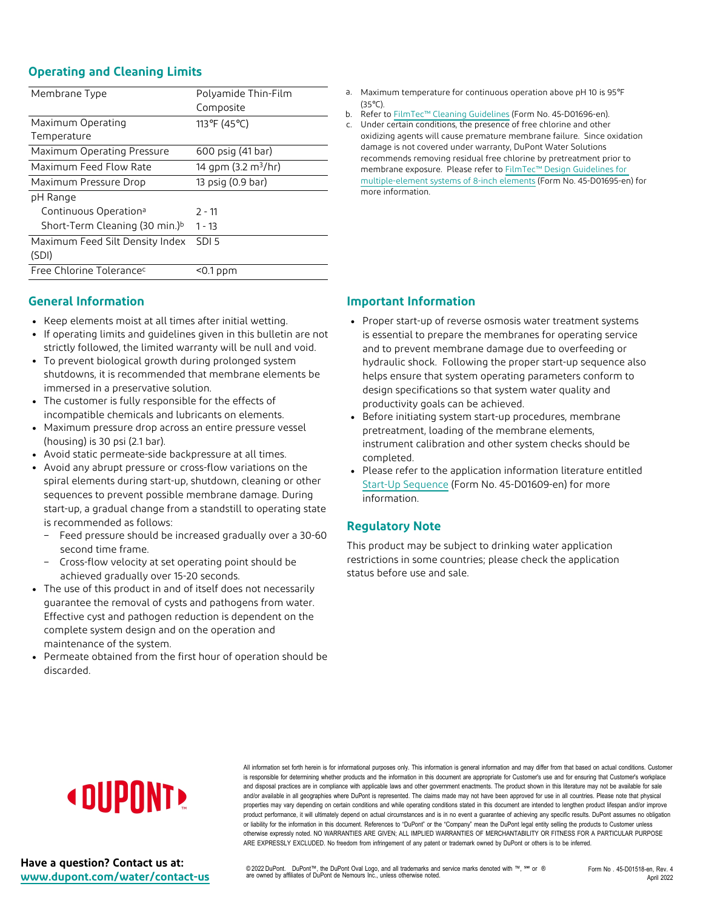## Operating and Cleaning Limits

| | |
|---|---|
| Membrane Type | Polyamide Thin-Film Composite |
| Maximum Operating Temperature | 113°F (45°C) |
| Maximum Operating Pressure | 600 psig (41 bar) |
| Maximum Feed Flow Rate | 14 gpm (3.2 $m^3$/hr) |
| Maximum Pressure Drop | 13 psig (0.9 bar) |
| pH Range | |
| Continuous Operation[a] | 2 - 11 |
| Short-Term Cleaning (30 min.)[b] | 1 - 13 |
| Maximum Feed Silt Density Index (SDI) | SDI 5 |
| Free Chlorine Tolerance[c] | <0.1 ppm |

a. Maximum temperature for continuous operation above pH 10 is 95°F (35°C).
b. Refer to FilmTec™ Cleaning Guidelines (Form No. 45-D01696-en).
c. Under certain conditions, the presence of free chlorine and other oxidizing agents will cause premature membrane failure. Since oxidation damage is not covered under warranty, DuPont Water Solutions recommends removing residual free chlorine by pretreatment prior to membrane exposure. Please refer to FilmTec™ Design Guidelines for multiple-element systems of 8-inch elements (Form No. 45-D01695-en) for more information.

## General Information

- Keep elements moist at all times after initial wetting.
- If operating limits and guidelines given in this bulletin are not strictly followed, the limited warranty will be null and void.
- To prevent biological growth during prolonged system shutdowns, it is recommended that membrane elements be immersed in a preservative solution.
- The customer is fully responsible for the effects of incompatible chemicals and lubricants on elements.
- Maximum pressure drop across an entire pressure vessel (housing) is 30 psi (2.1 bar).
- Avoid static permeate-side backpressure at all times.
- Avoid any abrupt pressure or cross-flow variations on the spiral elements during start-up, shutdown, cleaning or other sequences to prevent possible membrane damage. During start-up, a gradual change from a standstill to operating state is recommended as follows:
  - Feed pressure should be increased gradually over a 30-60 second time frame.
  - Cross-flow velocity at set operating point should be achieved gradually over 15-20 seconds.
- The use of this product in and of itself does not necessarily guarantee the removal of cysts and pathogens from water. Effective cyst and pathogen reduction is dependent on the complete system design and on the operation and maintenance of the system.
- Permeate obtained from the first hour of operation should be discarded.

## Important Information

- Proper start-up of reverse osmosis water treatment systems is essential to prepare the membranes for operating service and to prevent membrane damage due to overfeeding or hydraulic shock. Following the proper start-up sequence also helps ensure that system operating parameters conform to design specifications so that system water quality and productivity goals can be achieved.
- Before initiating system start-up procedures, membrane pretreatment, loading of the membrane elements, instrument calibration and other system checks should be completed.
- Please refer to the application information literature entitled Start-Up Sequence (Form No. 45-D01609-en) for more information.

## Regulatory Note

This product may be subject to drinking water application restrictions in some countries; please check the application status before use and sale.

DUPONT

**Have a question? Contact us at:**
**www.dupont.com/water/contact-us**

All information set forth herein is for informational purposes only. This information is general information and may differ from that based on actual conditions. Customer is responsible for determining whether products and the information in this document are appropriate for Customer's use and for ensuring that Customer's workplace and disposal practices are in compliance with applicable laws and other government enactments. The product shown in this literature may not be available for sale and/or available in all geographies where DuPont is represented. The claims made may not have been approved for use in all countries. Please note that physical properties may vary depending on certain conditions and while operating conditions stated in this document are intended to lengthen product lifespan and/or improve product performance, it will ultimately depend on actual circumstances and is in no event a guarantee of achieving any specific results. DuPont assumes no obligation or liability for the information in this document. References to "DuPont" or the "Company" mean the DuPont legal entity selling the products to Customer unless otherwise expressly noted. NO WARRANTIES ARE GIVEN; ALL IMPLIED WARRANTIES OF MERCHANTABILITY OR FITNESS FOR A PARTICULAR PURPOSE ARE EXPRESSLY EXCLUDED. No freedom from infringement of any patent or trademark owned by DuPont or others is to be inferred.

© 2022 DuPont. DuPont™, the DuPont Oval Logo, and all trademarks and service marks denoted with ™, ℠ or ® are owned by affiliates of DuPont de Nemours Inc., unless otherwise noted.

Form No . 45-D01518-en, Rev. 4
April 2022